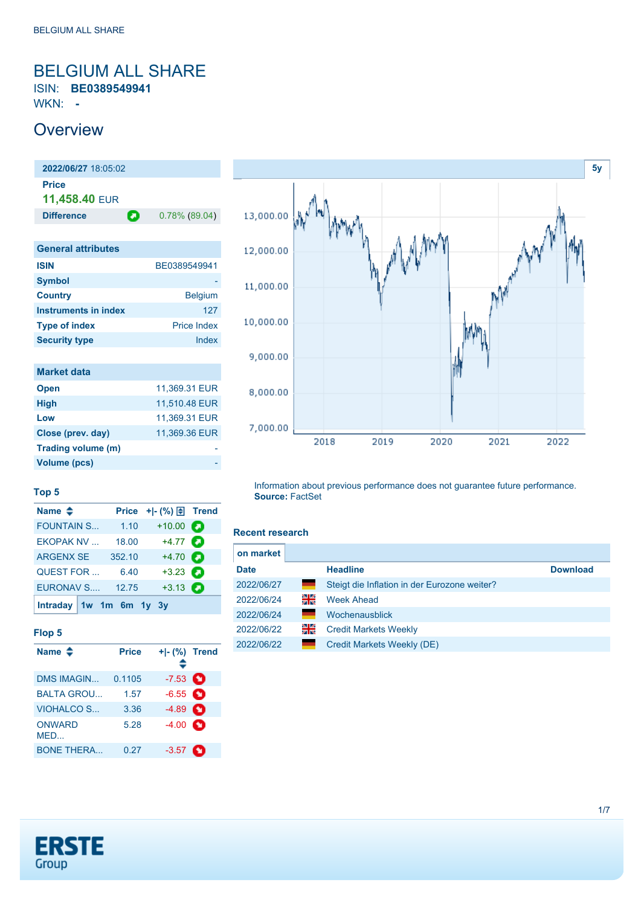# BELGIUM ALL SHARE

ISIN: **BE0389549941**

WKN: **-**

## Overview

**2022/06/27** 18:05:02

**Price**

**11,458.40** EUR

**Difference** 0.78% (89.04)

| General attributes | |
|---|---|
| ISIN | BE0389549941 |
| Symbol | - |
| Country | Belgium |
| Instruments in index | 127 |
| Type of index | Price Index |
| Security type | Index |

| Market data | |
|---|---|
| Open | 11,369.31 EUR |
| High | 11,510.48 EUR |
| Low | 11,369.31 EUR |
| Close (prev. day) | 11,369.36 EUR |
| Trading volume (m) | - |
| Volume (pcs) | - |

5y

13,000.00
12,000.00
11,000.00
10,000.00
9,000.00
8,000.00
7,000.00

2018 2019 2020 2021 2022

Information about previous performance does not guarantee future performance.
**Source:** FactSet

### Top 5

| Name | Price | +\|- (%) | Trend |
|---|---|---|---|
| FOUNTAIN S... | 1.10 | +10.00 | |
| EKOPAK NV ... | 18.00 | +4.77 | |
| ARGENX SE | 352.10 | +4.70 | |
| QUEST FOR ... | 6.40 | +3.23 | |
| EURONAV S.... | 12.75 | +3.13 | |

Intraday 1w 1m 6m 1y 3y

### Flop 5

| Name | Price | +\|- (%) | Trend |
|---|---|---|---|
| DMS IMAGIN... | 0.1105 | -7.53 | |
| BALTA GROU... | 1.57 | -6.55 | |
| VIOHALCO S... | 3.36 | -4.89 | |
| ONWARD MED... | 5.28 | -4.00 | |
| BONE THERA... | 0.27 | -3.57 | |

### Recent research

on market

| Date | | Headline | Download |
|---|---|---|---|
| 2022/06/27 | | Steigt die Inflation in der Eurozone weiter? | |
| 2022/06/24 | | Week Ahead | |
| 2022/06/24 | | Wochenausblick | |
| 2022/06/22 | | Credit Markets Weekly | |
| 2022/06/22 | | Credit Markets Weekly (DE) | |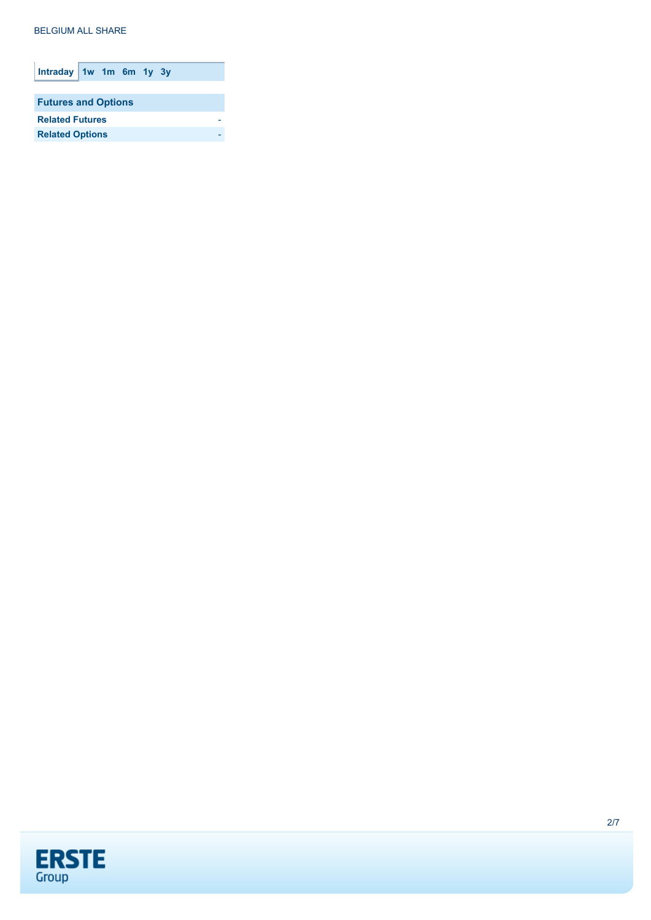Intraday | 1w | 1m | 6m | 1y | 3y

| Futures and Options | |
| --- | --- |
| **Related Futures** | - |
| **Related Options** | - |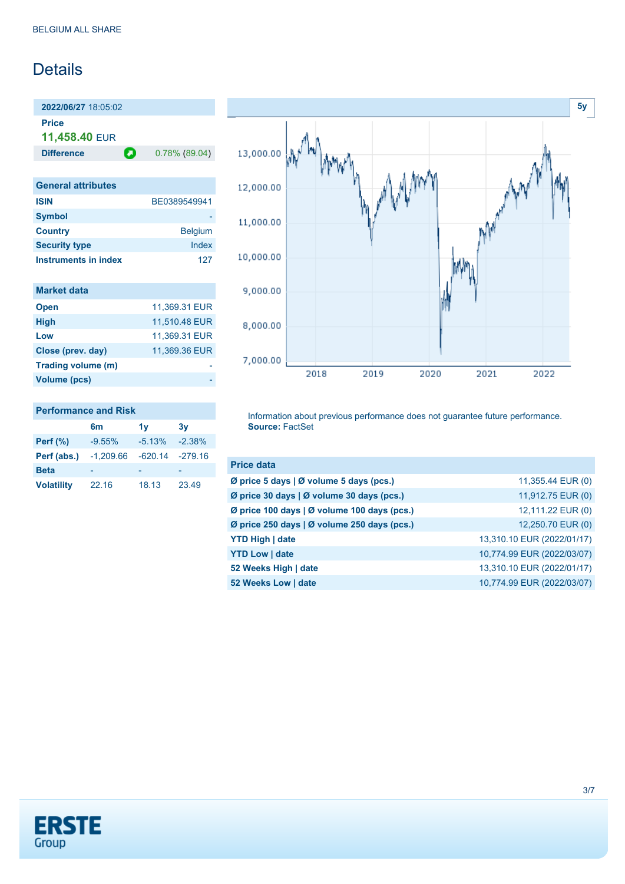BELGIUM ALL SHARE

# Details

**2022/06/27** 18:05:02

**Price**

**11,458.40** EUR

| | | |
|---|---|---|
| **Difference** | | 0.78% (89.04) |

| General attributes | |
|---|---|
| **ISIN** | BE0389549941 |
| **Symbol** | - |
| **Country** | Belgium |
| **Security type** | Index |
| **Instruments in index** | 127 |

| Market data | |
|---|---|
| **Open** | 11,369.31 EUR |
| **High** | 11,510.48 EUR |
| **Low** | 11,369.31 EUR |
| **Close (prev. day)** | 11,369.36 EUR |
| **Trading volume (m)** | - |
| **Volume (pcs)** | - |

**Performance and Risk**

| | 6m | 1y | 3y |
|---|---|---|---|
| **Perf (%)** | -9.55% | -5.13% | -2.38% |
| **Perf (abs.)** | -1,209.66 | -620.14 | -279.16 |
| **Beta** | - | - | - |
| **Volatility** | 22.16 | 18.13 | 23.49 |

5y

13,000.00
12,000.00
11,000.00
10,000.00
9,000.00
8,000.00
7,000.00
2018
2019
2020
2021
2022

Information about previous performance does not guarantee future performance.
**Source:** FactSet

| Price data | |
|---|---|
| **Ø price 5 days \| Ø volume 5 days (pcs.)** | 11,355.44 EUR (0) |
| **Ø price 30 days \| Ø volume 30 days (pcs.)** | 11,912.75 EUR (0) |
| **Ø price 100 days \| Ø volume 100 days (pcs.)** | 12,111.22 EUR (0) |
| **Ø price 250 days \| Ø volume 250 days (pcs.)** | 12,250.70 EUR (0) |
| **YTD High \| date** | 13,310.10 EUR (2022/01/17) |
| **YTD Low \| date** | 10,774.99 EUR (2022/03/07) |
| **52 Weeks High \| date** | 13,310.10 EUR (2022/01/17) |
| **52 Weeks Low \| date** | 10,774.99 EUR (2022/03/07) |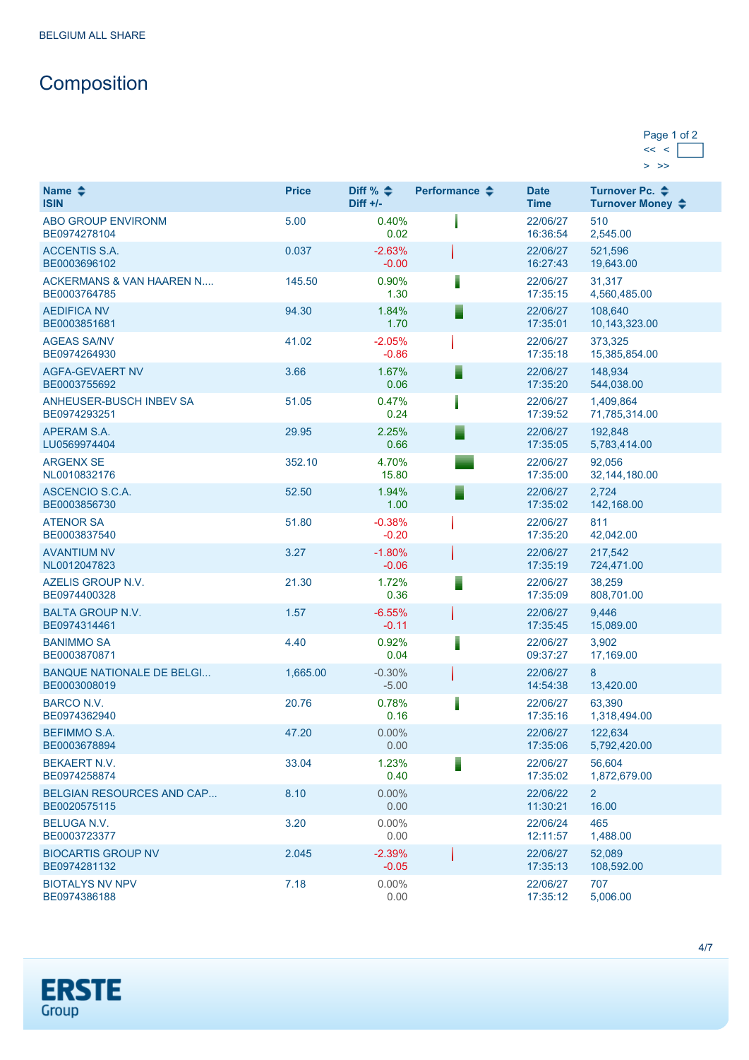BELGIUM ALL SHARE

# Composition

Page 1 of 2

| Name<br>ISIN | Price | Diff %<br>Diff +/- | Performance | Date<br>Time | Turnover Pc.<br>Turnover Money |
|---|---|---|---|---|---|
| ABO GROUP ENVIRONM<br>BE0974278104 | 5.00 | 0.40%<br>0.02 | | 22/06/27<br>16:36:54 | 510<br>2,545.00 |
| ACCENTIS S.A.<br>BE0003696102 | 0.037 | -2.63%<br>-0.00 | | 22/06/27<br>16:27:43 | 521,596<br>19,643.00 |
| ACKERMANS & VAN HAAREN N....<br>BE0003764785 | 145.50 | 0.90%<br>1.30 | | 22/06/27<br>17:35:15 | 31,317<br>4,560,485.00 |
| AEDIFICA NV<br>BE0003851681 | 94.30 | 1.84%<br>1.70 | | 22/06/27<br>17:35:01 | 108,640<br>10,143,323.00 |
| AGEAS SA/NV<br>BE0974264930 | 41.02 | -2.05%<br>-0.86 | | 22/06/27<br>17:35:18 | 373,325<br>15,385,854.00 |
| AGFA-GEVAERT NV<br>BE0003755692 | 3.66 | 1.67%<br>0.06 | | 22/06/27<br>17:35:20 | 148,934<br>544,038.00 |
| ANHEUSER-BUSCH INBEV SA<br>BE0974293251 | 51.05 | 0.47%<br>0.24 | | 22/06/27<br>17:39:52 | 1,409,864<br>71,785,314.00 |
| APERAM S.A.<br>LU0569974404 | 29.95 | 2.25%<br>0.66 | | 22/06/27<br>17:35:05 | 192,848<br>5,783,414.00 |
| ARGENX SE<br>NL0010832176 | 352.10 | 4.70%<br>15.80 | | 22/06/27<br>17:35:00 | 92,056<br>32,144,180.00 |
| ASCENCIO S.C.A.<br>BE0003856730 | 52.50 | 1.94%<br>1.00 | | 22/06/27<br>17:35:02 | 2,724<br>142,168.00 |
| ATENOR SA<br>BE0003837540 | 51.80 | -0.38%<br>-0.20 | | 22/06/27<br>17:35:20 | 811<br>42,042.00 |
| AVANTIUM NV<br>NL0012047823 | 3.27 | -1.80%<br>-0.06 | | 22/06/27<br>17:35:19 | 217,542<br>724,471.00 |
| AZELIS GROUP N.V.<br>BE0974400328 | 21.30 | 1.72%<br>0.36 | | 22/06/27<br>17:35:09 | 38,259<br>808,701.00 |
| BALTA GROUP N.V.<br>BE0974314461 | 1.57 | -6.55%<br>-0.11 | | 22/06/27<br>17:35:45 | 9,446<br>15,089.00 |
| BANIMMO SA<br>BE0003870871 | 4.40 | 0.92%<br>0.04 | | 22/06/27<br>09:37:27 | 3,902<br>17,169.00 |
| BANQUE NATIONALE DE BELGI...<br>BE0003008019 | 1,665.00 | -0.30%<br>-5.00 | | 22/06/27<br>14:54:38 | 8<br>13,420.00 |
| BARCO N.V.<br>BE0974362940 | 20.76 | 0.78%<br>0.16 | | 22/06/27<br>17:35:16 | 63,390<br>1,318,494.00 |
| BEFIMMO S.A.<br>BE0003678894 | 47.20 | 0.00%<br>0.00 | | 22/06/27<br>17:35:06 | 122,634<br>5,792,420.00 |
| BEKAERT N.V.<br>BE0974258874 | 33.04 | 1.23%<br>0.40 | | 22/06/27<br>17:35:02 | 56,604<br>1,872,679.00 |
| BELGIAN RESOURCES AND CAP...<br>BE0020575115 | 8.10 | 0.00%<br>0.00 | | 22/06/22<br>11:30:21 | 2<br>16.00 |
| BELUGA N.V.<br>BE0003723377 | 3.20 | 0.00%<br>0.00 | | 22/06/24<br>12:11:57 | 465<br>1,488.00 |
| BIOCARTIS GROUP NV<br>BE0974281132 | 2.045 | -2.39%<br>-0.05 | | 22/06/27<br>17:35:13 | 52,089<br>108,592.00 |
| BIOTALYS NV NPV<br>BE0974386188 | 7.18 | 0.00%<br>0.00 | | 22/06/27<br>17:35:12 | 707<br>5,006.00 |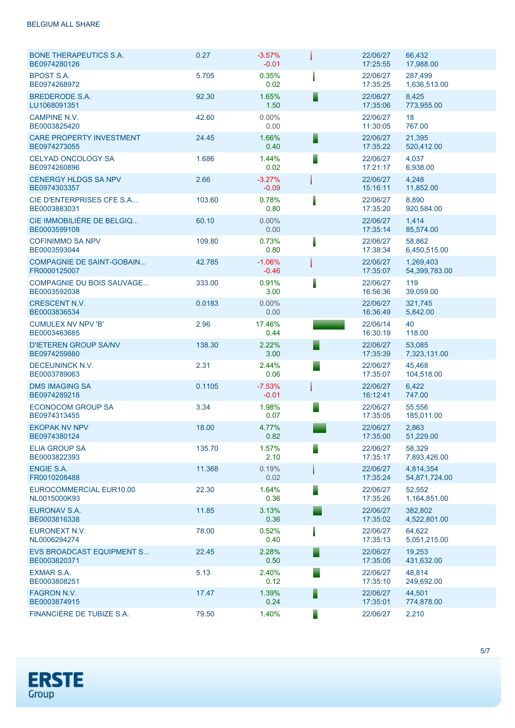| | | | | | |
|---|---|---|---|---|---|
| BONE THERAPEUTICS S.A.<br>BE0974280126 | 0.27 | -3.57%<br>-0.01 | | 22/06/27<br>17:25:55 | 66,432<br>17,988.00 |
| BPOST S.A.<br>BE0974268972 | 5.705 | 0.35%<br>0.02 | | 22/06/27<br>17:35:25 | 287,499<br>1,636,513.00 |
| BREDERODE S.A.<br>LU1068091351 | 92.30 | 1.65%<br>1.50 | | 22/06/27<br>17:35:06 | 8,425<br>773,955.00 |
| CAMPINE N.V.<br>BE0003825420 | 42.60 | 0.00%<br>0.00 | | 22/06/27<br>11:30:05 | 18<br>767.00 |
| CARE PROPERTY INVESTMENT<br>BE0974273055 | 24.45 | 1.66%<br>0.40 | | 22/06/27<br>17:35:22 | 21,395<br>520,412.00 |
| CELYAD ONCOLOGY SA<br>BE0974260896 | 1.686 | 1.44%<br>0.02 | | 22/06/27<br>17:21:17 | 4,037<br>6,938.00 |
| CENERGY HLDGS SA NPV<br>BE0974303357 | 2.66 | -3.27%<br>-0.09 | | 22/06/27<br>15:16:11 | 4,248<br>11,852.00 |
| CIE D'ENTERPRISES CFE S.A...<br>BE0003883031 | 103.60 | 0.78%<br>0.80 | | 22/06/27<br>17:35:20 | 8,890<br>920,584.00 |
| CIE IMMOBILIÈRE DE BELGIQ...<br>BE0003599108 | 60.10 | 0.00%<br>0.00 | | 22/06/27<br>17:35:14 | 1,414<br>85,574.00 |
| COFINIMMO SA NPV<br>BE0003593044 | 109.80 | 0.73%<br>0.80 | | 22/06/27<br>17:38:34 | 58,862<br>6,450,515.00 |
| COMPAGNIE DE SAINT-GOBAIN...<br>FR0000125007 | 42.785 | -1.06%<br>-0.46 | | 22/06/27<br>17:35:07 | 1,269,403<br>54,399,783.00 |
| COMPAGNIE DU BOIS SAUVAGE...<br>BE0003592038 | 333.00 | 0.91%<br>3.00 | | 22/06/27<br>16:56:36 | 119<br>39,059.00 |
| CRESCENT N.V.<br>BE0003836534 | 0.0183 | 0.00%<br>0.00 | | 22/06/27<br>16:36:49 | 321,745<br>5,842.00 |
| CUMULEX NV NPV 'B'<br>BE0003463685 | 2.96 | 17.46%<br>0.44 | | 22/06/14<br>16:30:19 | 40<br>118.00 |
| D'IETEREN GROUP SA/NV<br>BE0974259880 | 138.30 | 2.22%<br>3.00 | | 22/06/27<br>17:35:39 | 53,085<br>7,323,131.00 |
| DECEUNINCK N.V.<br>BE0003789063 | 2.31 | 2.44%<br>0.06 | | 22/06/27<br>17:35:07 | 45,468<br>104,518.00 |
| DMS IMAGING SA<br>BE0974289218 | 0.1105 | -7.53%<br>-0.01 | | 22/06/27<br>16:12:41 | 6,422<br>747.00 |
| ECONOCOM GROUP SA<br>BE0974313455 | 3.34 | 1.98%<br>0.07 | | 22/06/27<br>17:35:05 | 55,556<br>185,011.00 |
| EKOPAK NV NPV<br>BE0974380124 | 18.00 | 4.77%<br>0.82 | | 22/06/27<br>17:35:00 | 2,863<br>51,229.00 |
| ELIA GROUP SA<br>BE0003822393 | 135.70 | 1.57%<br>2.10 | | 22/06/27<br>17:35:17 | 58,329<br>7,893,426.00 |
| ENGIE S.A.<br>FR0010208488 | 11.368 | 0.19%<br>0.02 | | 22/06/27<br>17:35:24 | 4,814,354<br>54,871,724.00 |
| EUROCOMMERCIAL EUR10.00<br>NL0015000K93 | 22.30 | 1.64%<br>0.36 | | 22/06/27<br>17:35:26 | 52,552<br>1,164,851.00 |
| EURONAV S.A.<br>BE0003816338 | 11.85 | 3.13%<br>0.36 | | 22/06/27<br>17:35:02 | 382,802<br>4,522,801.00 |
| EURONEXT N.V.<br>NL0006294274 | 78.00 | 0.52%<br>0.40 | | 22/06/27<br>17:35:13 | 64,622<br>5,051,215.00 |
| EVS BROADCAST EQUIPMENT S...<br>BE0003820371 | 22.45 | 2.28%<br>0.50 | | 22/06/27<br>17:35:05 | 19,253<br>431,632.00 |
| EXMAR S.A.<br>BE0003808251 | 5.13 | 2.40%<br>0.12 | | 22/06/27<br>17:35:10 | 48,814<br>249,692.00 |
| FAGRON N.V.<br>BE0003874915 | 17.47 | 1.39%<br>0.24 | | 22/06/27<br>17:35:01 | 44,501<br>774,878.00 |
| FINANCIÈRE DE TUBIZE S.A. | 79.50 | 1.40% | | 22/06/27 | 2,210 |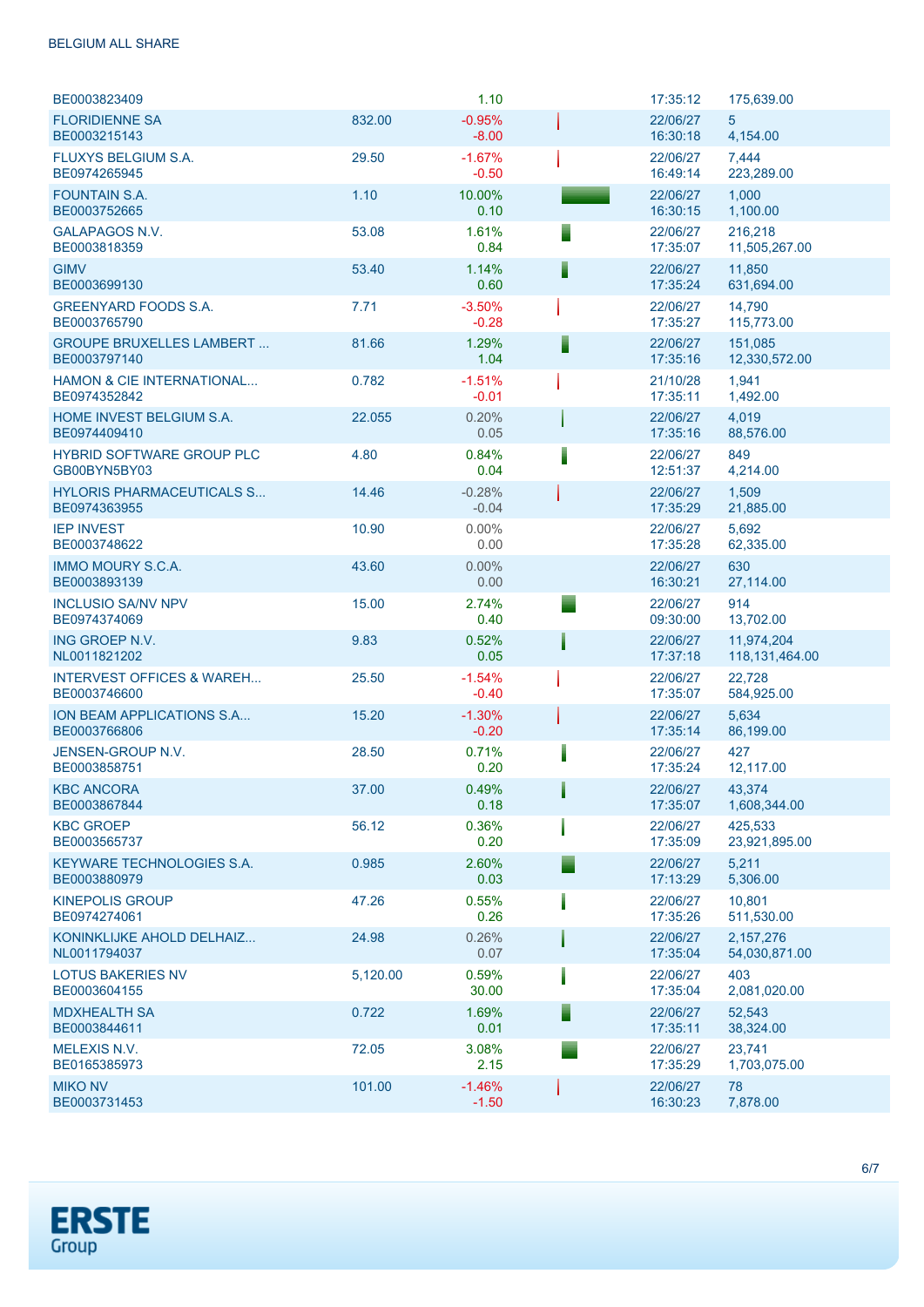| | | | | | |
|---|---|---|---|---|---|
| BE0003823409 | | 1.10 | | 17:35:12 | 175,639.00 |
| FLORIDIENNE SA<br>BE0003215143 | 832.00 | -0.95%<br>-8.00 | | 22/06/27<br>16:30:18 | 5<br>4,154.00 |
| FLUXYS BELGIUM S.A.<br>BE0974265945 | 29.50 | -1.67%<br>-0.50 | | 22/06/27<br>16:49:14 | 7,444<br>223,289.00 |
| FOUNTAIN S.A.<br>BE0003752665 | 1.10 | 10.00%<br>0.10 | | 22/06/27<br>16:30:15 | 1,000<br>1,100.00 |
| GALAPAGOS N.V.<br>BE0003818359 | 53.08 | 1.61%<br>0.84 | | 22/06/27<br>17:35:07 | 216,218<br>11,505,267.00 |
| GIMV<br>BE0003699130 | 53.40 | 1.14%<br>0.60 | | 22/06/27<br>17:35:24 | 11,850<br>631,694.00 |
| GREENYARD FOODS S.A.<br>BE0003765790 | 7.71 | -3.50%<br>-0.28 | | 22/06/27<br>17:35:27 | 14,790<br>115,773.00 |
| GROUPE BRUXELLES LAMBERT ...<br>BE0003797140 | 81.66 | 1.29%<br>1.04 | | 22/06/27<br>17:35:16 | 151,085<br>12,330,572.00 |
| HAMON & CIE INTERNATIONAL...<br>BE0974352842 | 0.782 | -1.51%<br>-0.01 | | 21/10/28<br>17:35:11 | 1,941<br>1,492.00 |
| HOME INVEST BELGIUM S.A.<br>BE0974409410 | 22.055 | 0.20%<br>0.05 | | 22/06/27<br>17:35:16 | 4,019<br>88,576.00 |
| HYBRID SOFTWARE GROUP PLC<br>GB00BYN5BY03 | 4.80 | 0.84%<br>0.04 | | 22/06/27<br>12:51:37 | 849<br>4,214.00 |
| HYLORIS PHARMACEUTICALS S...<br>BE0974363955 | 14.46 | -0.28%<br>-0.04 | | 22/06/27<br>17:35:29 | 1,509<br>21,885.00 |
| IEP INVEST<br>BE0003748622 | 10.90 | 0.00%<br>0.00 | | 22/06/27<br>17:35:28 | 5,692<br>62,335.00 |
| IMMO MOURY S.C.A.<br>BE0003893139 | 43.60 | 0.00%<br>0.00 | | 22/06/27<br>16:30:21 | 630<br>27,114.00 |
| INCLUSIO SA/NV NPV<br>BE0974374069 | 15.00 | 2.74%<br>0.40 | | 22/06/27<br>09:30:00 | 914<br>13,702.00 |
| ING GROEP N.V.<br>NL0011821202 | 9.83 | 0.52%<br>0.05 | | 22/06/27<br>17:37:18 | 11,974,204<br>118,131,464.00 |
| INTERVEST OFFICES & WAREH...<br>BE0003746600 | 25.50 | -1.54%<br>-0.40 | | 22/06/27<br>17:35:07 | 22,728<br>584,925.00 |
| ION BEAM APPLICATIONS S.A...<br>BE0003766806 | 15.20 | -1.30%<br>-0.20 | | 22/06/27<br>17:35:14 | 5,634<br>86,199.00 |
| JENSEN-GROUP N.V.<br>BE0003858751 | 28.50 | 0.71%<br>0.20 | | 22/06/27<br>17:35:24 | 427<br>12,117.00 |
| KBC ANCORA<br>BE0003867844 | 37.00 | 0.49%<br>0.18 | | 22/06/27<br>17:35:07 | 43,374<br>1,608,344.00 |
| KBC GROEP<br>BE0003565737 | 56.12 | 0.36%<br>0.20 | | 22/06/27<br>17:35:09 | 425,533<br>23,921,895.00 |
| KEYWARE TECHNOLOGIES S.A.<br>BE0003880979 | 0.985 | 2.60%<br>0.03 | | 22/06/27<br>17:13:29 | 5,211<br>5,306.00 |
| KINEPOLIS GROUP<br>BE0974274061 | 47.26 | 0.55%<br>0.26 | | 22/06/27<br>17:35:26 | 10,801<br>511,530.00 |
| KONINKLIJKE AHOLD DELHAIZ...<br>NL0011794037 | 24.98 | 0.26%<br>0.07 | | 22/06/27<br>17:35:04 | 2,157,276<br>54,030,871.00 |
| LOTUS BAKERIES NV<br>BE0003604155 | 5,120.00 | 0.59%<br>30.00 | | 22/06/27<br>17:35:04 | 403<br>2,081,020.00 |
| MDXHEALTH SA<br>BE0003844611 | 0.722 | 1.69%<br>0.01 | | 22/06/27<br>17:35:11 | 52,543<br>38,324.00 |
| MELEXIS N.V.<br>BE0165385973 | 72.05 | 3.08%<br>2.15 | | 22/06/27<br>17:35:29 | 23,741<br>1,703,075.00 |
| MIKO NV<br>BE0003731453 | 101.00 | -1.46%<br>-1.50 | | 22/06/27<br>16:30:23 | 78<br>7,878.00 |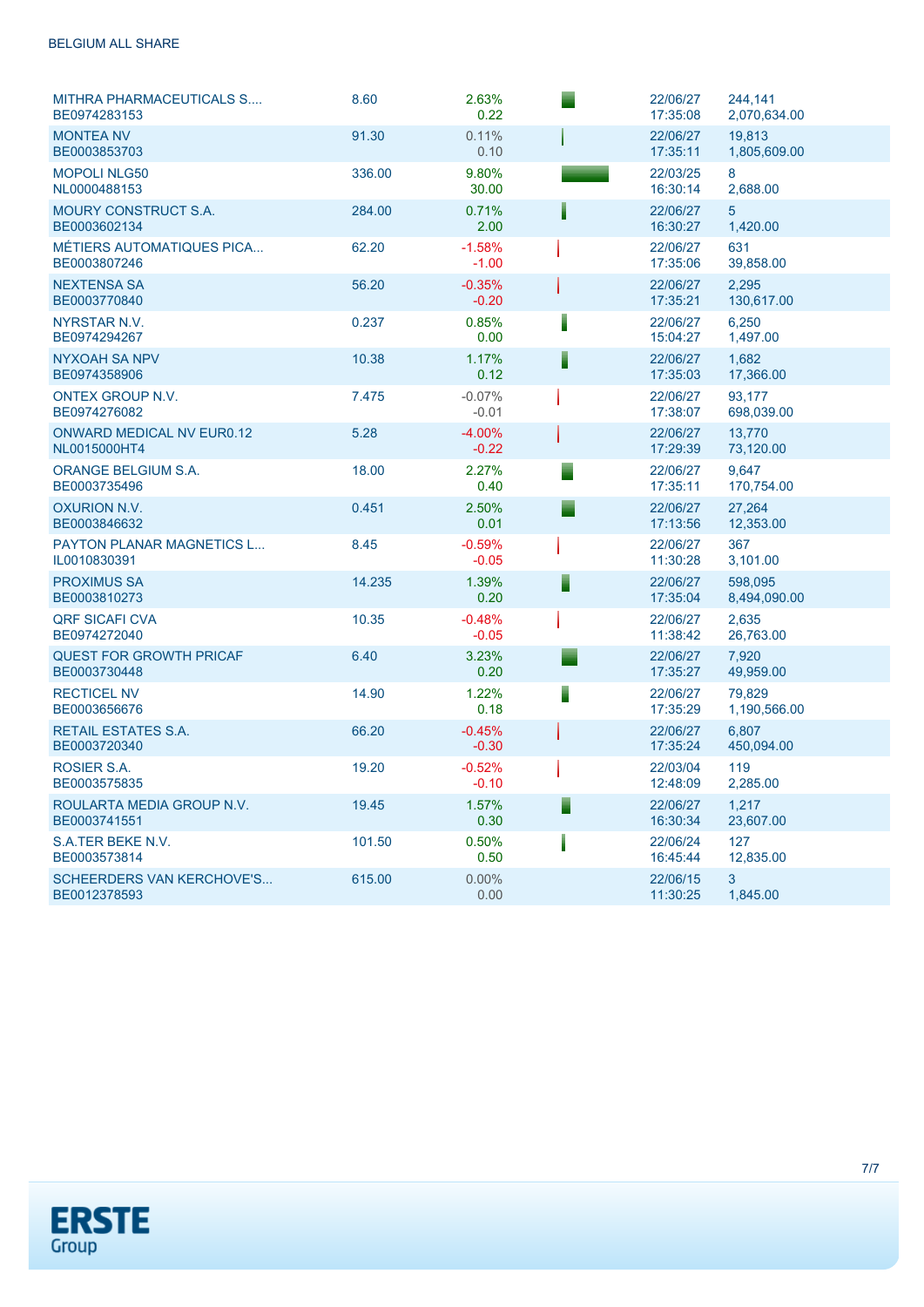| | | | | | |
|---|---|---|---|---|---|
| MITHRA PHARMACEUTICALS S.... BE0974283153 | 8.60 | 2.63% 0.22 | | 22/06/27 17:35:08 | 244,141 2,070,634.00 |
| MONTEA NV BE0003853703 | 91.30 | 0.11% 0.10 | | 22/06/27 17:35:11 | 19,813 1,805,609.00 |
| MOPOLI NLG50 NL0000488153 | 336.00 | 9.80% 30.00 | | 22/03/25 16:30:14 | 8 2,688.00 |
| MOURY CONSTRUCT S.A. BE0003602134 | 284.00 | 0.71% 2.00 | | 22/06/27 16:30:27 | 5 1,420.00 |
| MÉTIERS AUTOMATIQUES PICA... BE0003807246 | 62.20 | -1.58% -1.00 | | 22/06/27 17:35:06 | 631 39,858.00 |
| NEXTENSA SA BE0003770840 | 56.20 | -0.35% -0.20 | | 22/06/27 17:35:21 | 2,295 130,617.00 |
| NYRSTAR N.V. BE0974294267 | 0.237 | 0.85% 0.00 | | 22/06/27 15:04:27 | 6,250 1,497.00 |
| NYXOAH SA NPV BE0974358906 | 10.38 | 1.17% 0.12 | | 22/06/27 17:35:03 | 1,682 17,366.00 |
| ONTEX GROUP N.V. BE0974276082 | 7.475 | -0.07% -0.01 | | 22/06/27 17:38:07 | 93,177 698,039.00 |
| ONWARD MEDICAL NV EUR0.12 NL0015000HT4 | 5.28 | -4.00% -0.22 | | 22/06/27 17:29:39 | 13,770 73,120.00 |
| ORANGE BELGIUM S.A. BE0003735496 | 18.00 | 2.27% 0.40 | | 22/06/27 17:35:11 | 9,647 170,754.00 |
| OXURION N.V. BE0003846632 | 0.451 | 2.50% 0.01 | | 22/06/27 17:13:56 | 27,264 12,353.00 |
| PAYTON PLANAR MAGNETICS L... IL0010830391 | 8.45 | -0.59% -0.05 | | 22/06/27 11:30:28 | 367 3,101.00 |
| PROXIMUS SA BE0003810273 | 14.235 | 1.39% 0.20 | | 22/06/27 17:35:04 | 598,095 8,494,090.00 |
| QRF SICAFI CVA BE0974272040 | 10.35 | -0.48% -0.05 | | 22/06/27 11:38:42 | 2,635 26,763.00 |
| QUEST FOR GROWTH PRICAF BE0003730448 | 6.40 | 3.23% 0.20 | | 22/06/27 17:35:27 | 7,920 49,959.00 |
| RECTICEL NV BE0003656676 | 14.90 | 1.22% 0.18 | | 22/06/27 17:35:29 | 79,829 1,190,566.00 |
| RETAIL ESTATES S.A. BE0003720340 | 66.20 | -0.45% -0.30 | | 22/06/27 17:35:24 | 6,807 450,094.00 |
| ROSIER S.A. BE0003575835 | 19.20 | -0.52% -0.10 | | 22/03/04 12:48:09 | 119 2,285.00 |
| ROULARTA MEDIA GROUP N.V. BE0003741551 | 19.45 | 1.57% 0.30 | | 22/06/27 16:30:34 | 1,217 23,607.00 |
| S.A.TER BEKE N.V. BE0003573814 | 101.50 | 0.50% 0.50 | | 22/06/24 16:45:44 | 127 12,835.00 |
| SCHEERDERS VAN KERCHOVE'S... BE0012378593 | 615.00 | 0.00% 0.00 | | 22/06/15 11:30:25 | 3 1,845.00 |